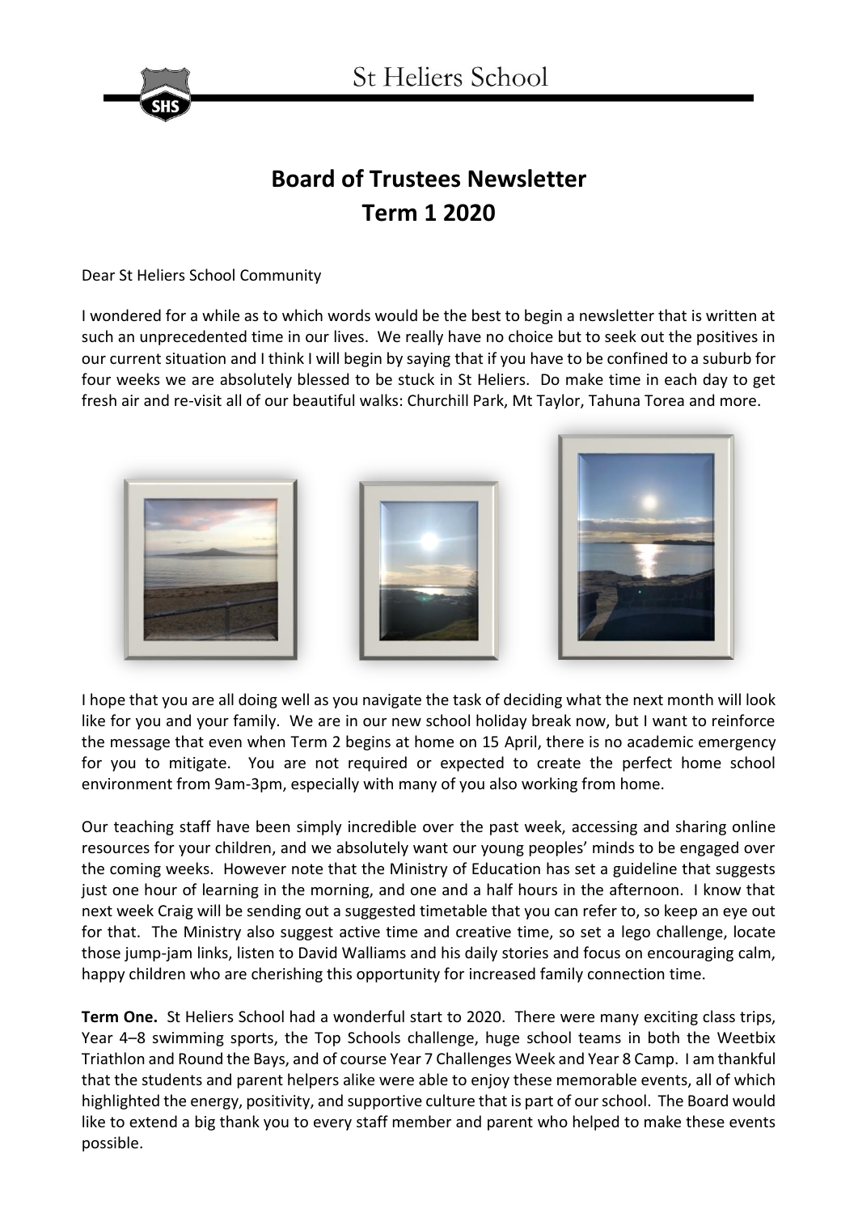# Board of Trustees Newsletter
# Term 1 2020

Dear St Heliers School Community

I wondered for a while as to which words would be the best to begin a newsletter that is written at such an unprecedented time in our lives. We really have no choice but to seek out the positives in our current situation and I think I will begin by saying that if you have to be confined to a suburb for four weeks we are absolutely blessed to be stuck in St Heliers. Do make time in each day to get fresh air and re-visit all of our beautiful walks: Churchill Park, Mt Taylor, Tahuna Torea and more.

I hope that you are all doing well as you navigate the task of deciding what the next month will look like for you and your family. We are in our new school holiday break now, but I want to reinforce the message that even when Term 2 begins at home on 15 April, there is no academic emergency for you to mitigate. You are not required or expected to create the perfect home school environment from 9am-3pm, especially with many of you also working from home.

Our teaching staff have been simply incredible over the past week, accessing and sharing online resources for your children, and we absolutely want our young peoples' minds to be engaged over the coming weeks. However note that the Ministry of Education has set a guideline that suggests just one hour of learning in the morning, and one and a half hours in the afternoon. I know that next week Craig will be sending out a suggested timetable that you can refer to, so keep an eye out for that. The Ministry also suggest active time and creative time, so set a lego challenge, locate those jump-jam links, listen to David Walliams and his daily stories and focus on encouraging calm, happy children who are cherishing this opportunity for increased family connection time.

**Term One.** St Heliers School had a wonderful start to 2020. There were many exciting class trips, Year 4–8 swimming sports, the Top Schools challenge, huge school teams in both the Weetbix Triathlon and Round the Bays, and of course Year 7 Challenges Week and Year 8 Camp. I am thankful that the students and parent helpers alike were able to enjoy these memorable events, all of which highlighted the energy, positivity, and supportive culture that is part of our school. The Board would like to extend a big thank you to every staff member and parent who helped to make these events possible.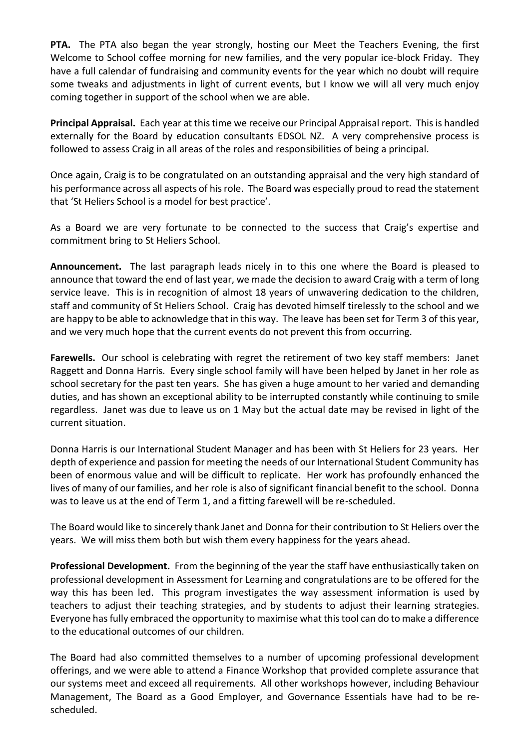**PTA.** The PTA also began the year strongly, hosting our Meet the Teachers Evening, the first Welcome to School coffee morning for new families, and the very popular ice-block Friday. They have a full calendar of fundraising and community events for the year which no doubt will require some tweaks and adjustments in light of current events, but I know we will all very much enjoy coming together in support of the school when we are able.

**Principal Appraisal.** Each year at this time we receive our Principal Appraisal report. This is handled externally for the Board by education consultants EDSOL NZ. A very comprehensive process is followed to assess Craig in all areas of the roles and responsibilities of being a principal.

Once again, Craig is to be congratulated on an outstanding appraisal and the very high standard of his performance across all aspects of his role. The Board was especially proud to read the statement that 'St Heliers School is a model for best practice'.

As a Board we are very fortunate to be connected to the success that Craig's expertise and commitment bring to St Heliers School.

**Announcement.** The last paragraph leads nicely in to this one where the Board is pleased to announce that toward the end of last year, we made the decision to award Craig with a term of long service leave. This is in recognition of almost 18 years of unwavering dedication to the children, staff and community of St Heliers School. Craig has devoted himself tirelessly to the school and we are happy to be able to acknowledge that in this way. The leave has been set for Term 3 of this year, and we very much hope that the current events do not prevent this from occurring.

**Farewells.** Our school is celebrating with regret the retirement of two key staff members: Janet Raggett and Donna Harris. Every single school family will have been helped by Janet in her role as school secretary for the past ten years. She has given a huge amount to her varied and demanding duties, and has shown an exceptional ability to be interrupted constantly while continuing to smile regardless. Janet was due to leave us on 1 May but the actual date may be revised in light of the current situation.

Donna Harris is our International Student Manager and has been with St Heliers for 23 years. Her depth of experience and passion for meeting the needs of our International Student Community has been of enormous value and will be difficult to replicate. Her work has profoundly enhanced the lives of many of our families, and her role is also of significant financial benefit to the school. Donna was to leave us at the end of Term 1, and a fitting farewell will be re-scheduled.

The Board would like to sincerely thank Janet and Donna for their contribution to St Heliers over the years. We will miss them both but wish them every happiness for the years ahead.

**Professional Development.** From the beginning of the year the staff have enthusiastically taken on professional development in Assessment for Learning and congratulations are to be offered for the way this has been led. This program investigates the way assessment information is used by teachers to adjust their teaching strategies, and by students to adjust their learning strategies. Everyone has fully embraced the opportunity to maximise what this tool can do to make a difference to the educational outcomes of our children.

The Board had also committed themselves to a number of upcoming professional development offerings, and we were able to attend a Finance Workshop that provided complete assurance that our systems meet and exceed all requirements. All other workshops however, including Behaviour Management, The Board as a Good Employer, and Governance Essentials have had to be re-scheduled.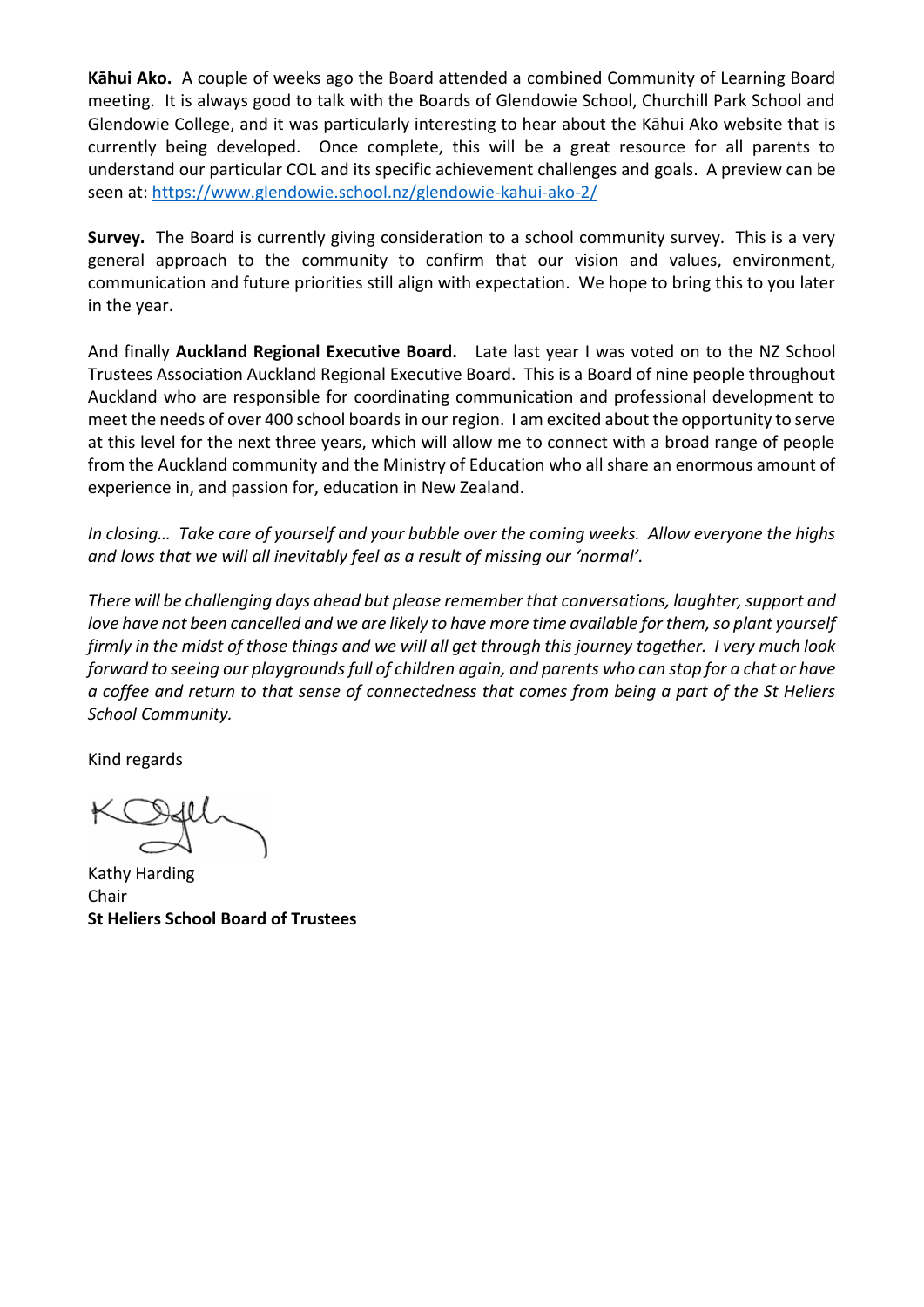**Kāhui Ako.** A couple of weeks ago the Board attended a combined Community of Learning Board meeting. It is always good to talk with the Boards of Glendowie School, Churchill Park School and Glendowie College, and it was particularly interesting to hear about the Kāhui Ako website that is currently being developed. Once complete, this will be a great resource for all parents to understand our particular COL and its specific achievement challenges and goals. A preview can be seen at: [https://www.glendowie.school.nz/glendowie-kahui-ako-2/](https://www.glendowie.school.nz/glendowie-kahui-ako-2/)

**Survey.** The Board is currently giving consideration to a school community survey. This is a very general approach to the community to confirm that our vision and values, environment, communication and future priorities still align with expectation. We hope to bring this to you later in the year.

And finally **Auckland Regional Executive Board.** Late last year I was voted on to the NZ School Trustees Association Auckland Regional Executive Board. This is a Board of nine people throughout Auckland who are responsible for coordinating communication and professional development to meet the needs of over 400 school boards in our region. I am excited about the opportunity to serve at this level for the next three years, which will allow me to connect with a broad range of people from the Auckland community and the Ministry of Education who all share an enormous amount of experience in, and passion for, education in New Zealand.

*In closing… Take care of yourself and your bubble over the coming weeks. Allow everyone the highs and lows that we will all inevitably feel as a result of missing our 'normal'.*

*There will be challenging days ahead but please remember that conversations, laughter, support and love have not been cancelled and we are likely to have more time available for them, so plant yourself firmly in the midst of those things and we will all get through this journey together. I very much look forward to seeing our playgrounds full of children again, and parents who can stop for a chat or have a coffee and return to that sense of connectedness that comes from being a part of the St Heliers School Community.*

Kind regards

Kathy Harding
Chair
**St Heliers School Board of Trustees**